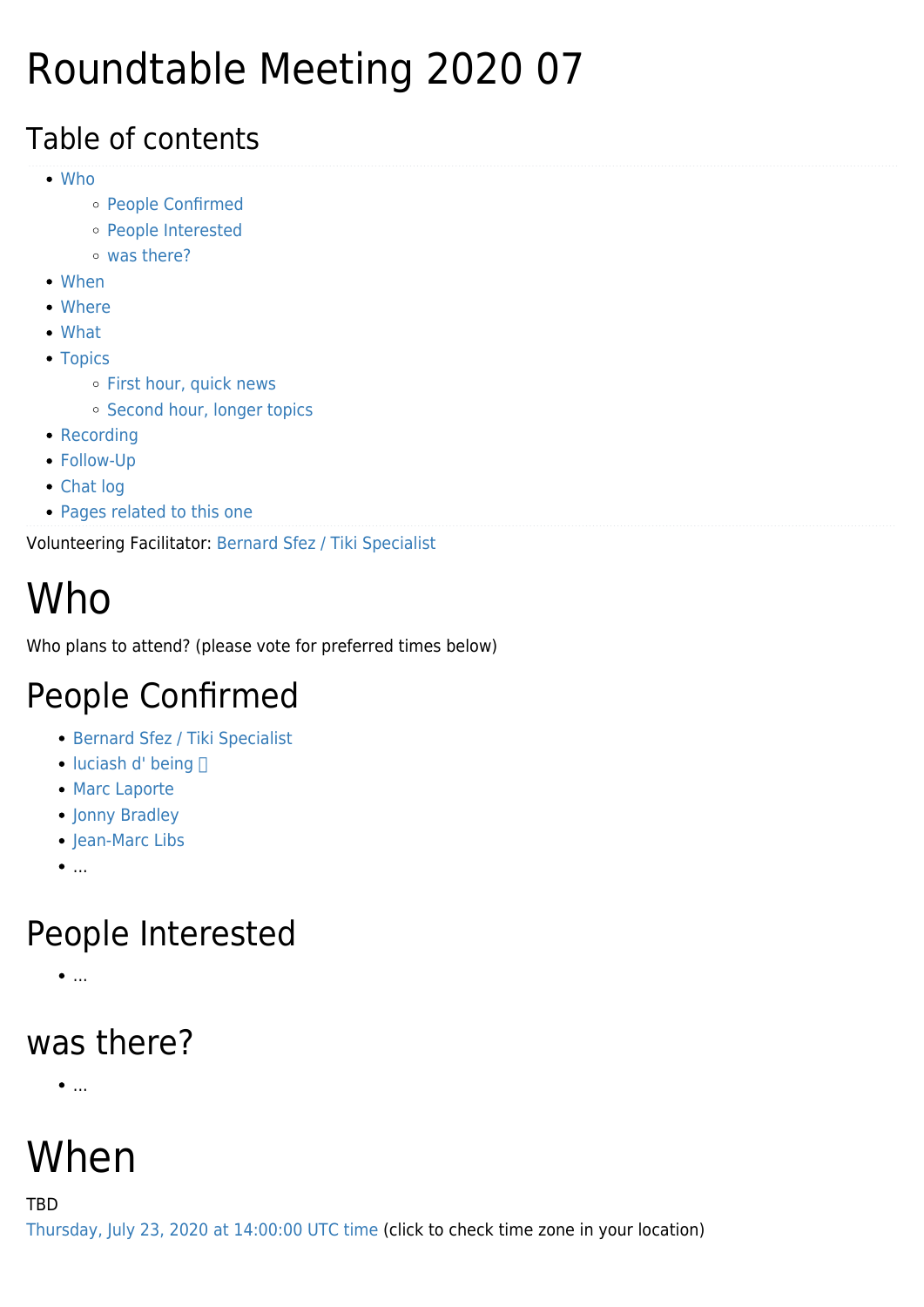# Roundtable Meeting 2020 07

## Table of contents

- Who
  - People Confirmed
  - People Interested
  - was there?
- When
- Where
- What
- Topics
  - First hour, quick news
  - Second hour, longer topics
- Recording
- Follow-Up
- Chat log
- Pages related to this one

Volunteering Facilitator: Bernard Sfez / Tiki Specialist

# Who

Who plans to attend? (please vote for preferred times below)

## People Confirmed

- Bernard Sfez / Tiki Specialist
- luciash d' being 
- Marc Laporte
- Jonny Bradley
- Jean-Marc Libs
- ...

## People Interested

- ...

## was there?

- ...

# When

TBD
Thursday, July 23, 2020 at 14:00:00 UTC time (click to check time zone in your location)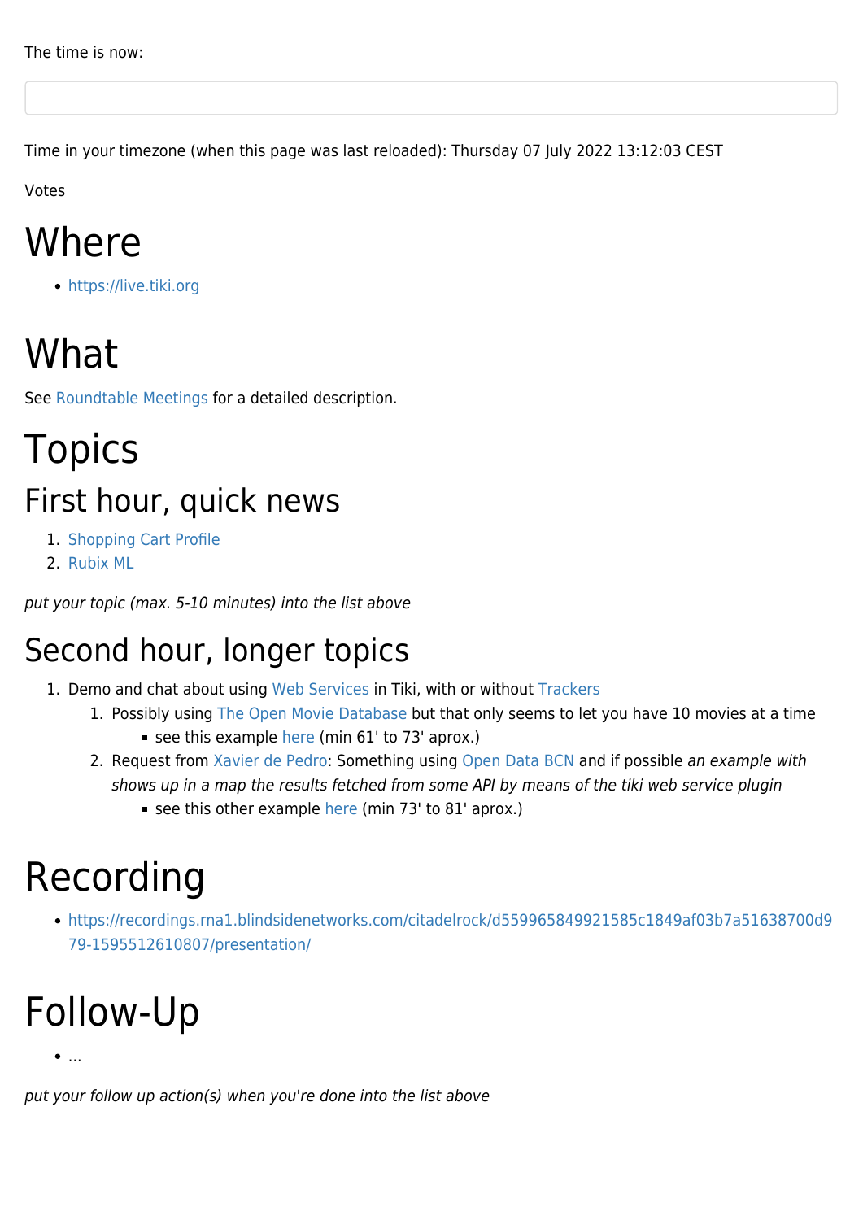The time is now:

Time in your timezone (when this page was last reloaded): Thursday 07 July 2022 13:12:03 CEST

Votes

# Where

- https://live.tiki.org

# What

See Roundtable Meetings for a detailed description.

# Topics

## First hour, quick news

1. Shopping Cart Profile
2. Rubix ML

*put your topic (max. 5-10 minutes) into the list above*

## Second hour, longer topics

1. Demo and chat about using Web Services in Tiki, with or without Trackers
    1. Possibly using The Open Movie Database but that only seems to let you have 10 movies at a time
        - see this example here (min 61' to 73' aprox.)
    2. Request from Xavier de Pedro: Something using Open Data BCN and if possible *an example with shows up in a map the results fetched from some API by means of the tiki web service plugin*
        - see this other example here (min 73' to 81' aprox.)

# Recording

- https://recordings.rna1.blindsidenetworks.com/citadelrock/d559965849921585c1849af03b7a51638700d979-1595512610807/presentation/

# Follow-Up

- ...

*put your follow up action(s) when you're done into the list above*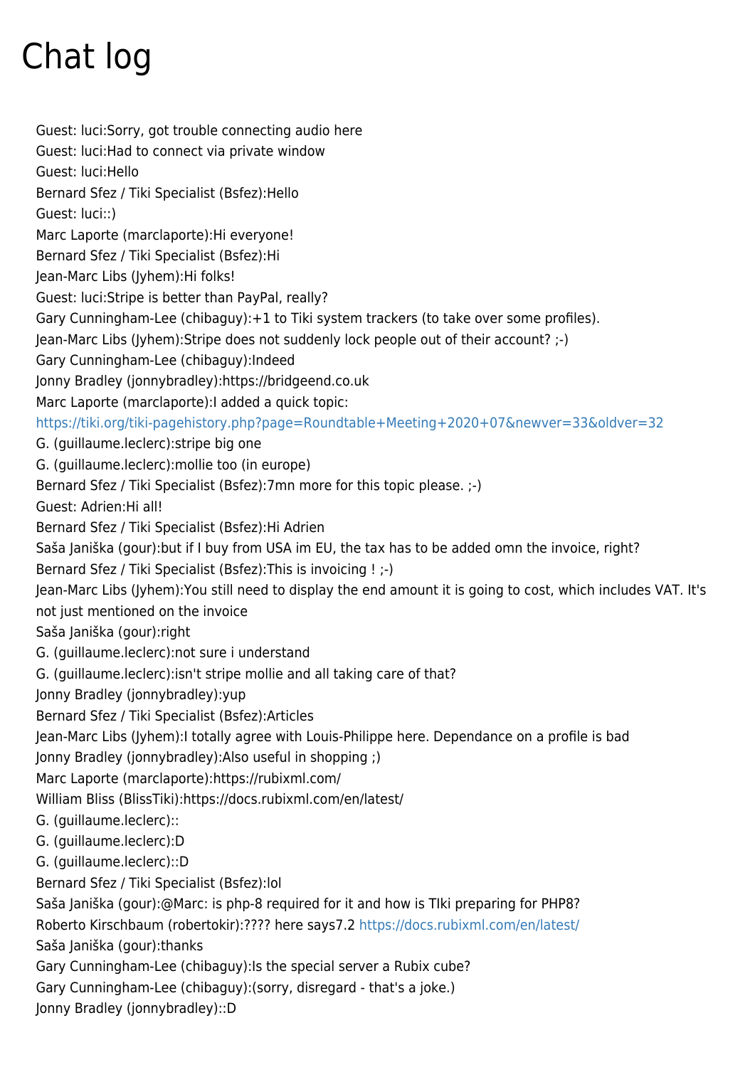# Chat log

Guest: luci:Sorry, got trouble connecting audio here
Guest: luci:Had to connect via private window
Guest: luci:Hello
Bernard Sfez / Tiki Specialist (Bsfez):Hello
Guest: luci::)
Marc Laporte (marclaporte):Hi everyone!
Bernard Sfez / Tiki Specialist (Bsfez):Hi
Jean-Marc Libs (Jyhem):Hi folks!
Guest: luci:Stripe is better than PayPal, really?
Gary Cunningham-Lee (chibaguy):+1 to Tiki system trackers (to take over some profiles).
Jean-Marc Libs (Jyhem):Stripe does not suddenly lock people out of their account? ;-)
Gary Cunningham-Lee (chibaguy):Indeed
Jonny Bradley (jonnybradley):https://bridgeend.co.uk
Marc Laporte (marclaporte):I added a quick topic: https://tiki.org/tiki-pagehistory.php?page=Roundtable+Meeting+2020+07&newver=33&oldver=32
G. (guillaume.leclerc):stripe big one
G. (guillaume.leclerc):mollie too (in europe)
Bernard Sfez / Tiki Specialist (Bsfez):7mn more for this topic please. ;-)
Guest: Adrien:Hi all!
Bernard Sfez / Tiki Specialist (Bsfez):Hi Adrien
Saša Janiška (gour):but if I buy from USA im EU, the tax has to be added omn the invoice, right?
Bernard Sfez / Tiki Specialist (Bsfez):This is invoicing ! ;-)
Jean-Marc Libs (Jyhem):You still need to display the end amount it is going to cost, which includes VAT. It's not just mentioned on the invoice
Saša Janiška (gour):right
G. (guillaume.leclerc):not sure i understand
G. (guillaume.leclerc):isn't stripe mollie and all taking care of that?
Jonny Bradley (jonnybradley):yup
Bernard Sfez / Tiki Specialist (Bsfez):Articles
Jean-Marc Libs (Jyhem):I totally agree with Louis-Philippe here. Dependance on a profile is bad
Jonny Bradley (jonnybradley):Also useful in shopping ;)
Marc Laporte (marclaporte):https://rubixml.com/
William Bliss (BlissTiki):https://docs.rubixml.com/en/latest/
G. (guillaume.leclerc)::
G. (guillaume.leclerc):D
G. (guillaume.leclerc)::D
Bernard Sfez / Tiki Specialist (Bsfez):lol
Saša Janiška (gour):@Marc: is php-8 required for it and how is TIki preparing for PHP8?
Roberto Kirschbaum (robertokir):???? here says7.2 https://docs.rubixml.com/en/latest/
Saša Janiška (gour):thanks
Gary Cunningham-Lee (chibaguy):Is the special server a Rubix cube?
Gary Cunningham-Lee (chibaguy):(sorry, disregard - that's a joke.)
Jonny Bradley (jonnybradley)::D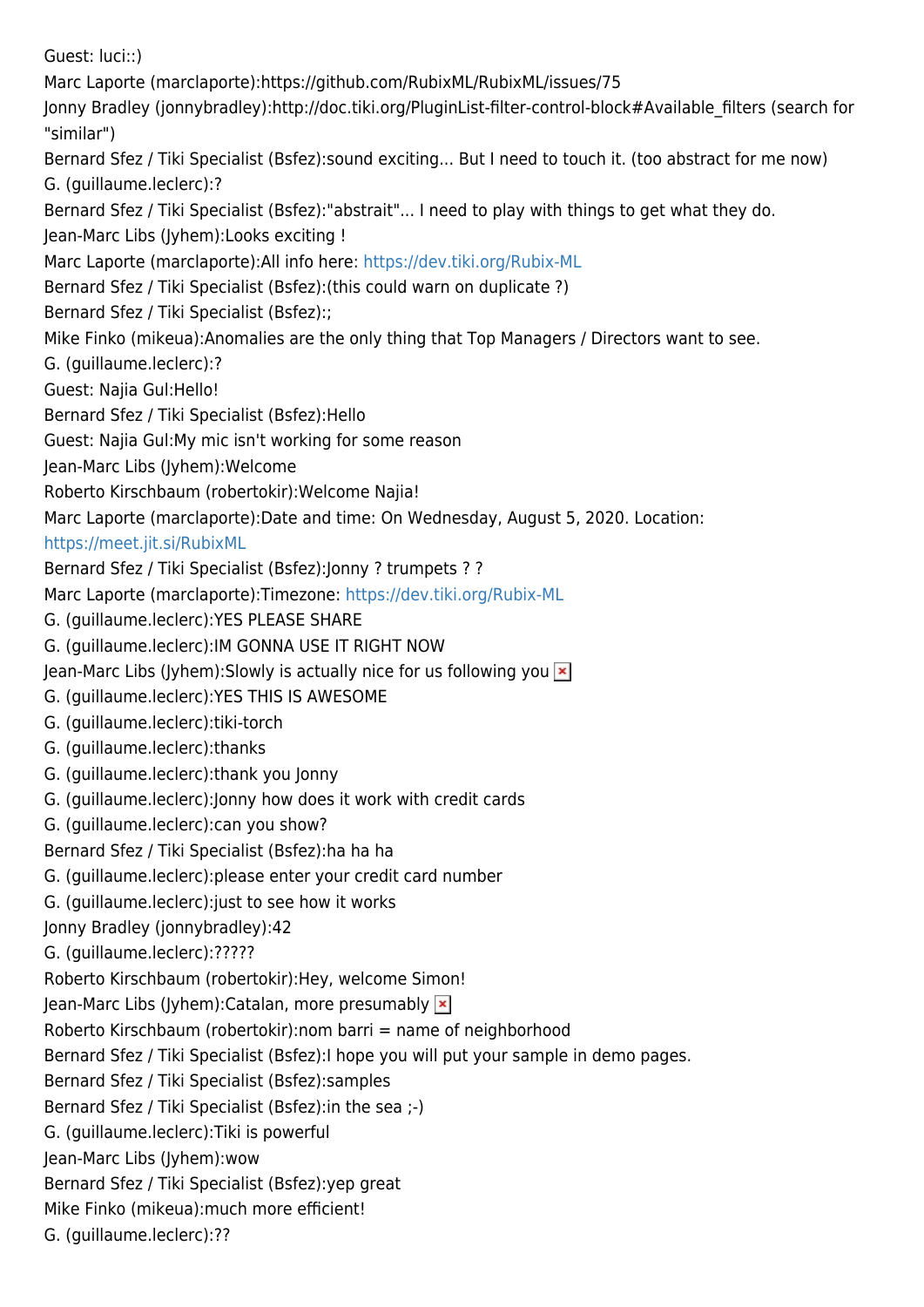Guest: luci::)

Marc Laporte (marclaporte):https://github.com/RubixML/RubixML/issues/75

Jonny Bradley (jonnybradley):http://doc.tiki.org/PluginList-filter-control-block#Available_filters (search for "similar")

Bernard Sfez / Tiki Specialist (Bsfez):sound exciting... But I need to touch it. (too abstract for me now)

G. (guillaume.leclerc):?

Bernard Sfez / Tiki Specialist (Bsfez):"abstrait"... I need to play with things to get what they do.

Jean-Marc Libs (Jyhem):Looks exciting !

Marc Laporte (marclaporte):All info here: https://dev.tiki.org/Rubix-ML

Bernard Sfez / Tiki Specialist (Bsfez):(this could warn on duplicate ?)

Bernard Sfez / Tiki Specialist (Bsfez):;

Mike Finko (mikeua):Anomalies are the only thing that Top Managers / Directors want to see.

G. (guillaume.leclerc):?

Guest: Najia Gul:Hello!

Bernard Sfez / Tiki Specialist (Bsfez):Hello

Guest: Najia Gul:My mic isn't working for some reason

Jean-Marc Libs (Jyhem):Welcome

Roberto Kirschbaum (robertokir):Welcome Najia!

Marc Laporte (marclaporte):Date and time: On Wednesday, August 5, 2020. Location: https://meet.jit.si/RubixML

Bernard Sfez / Tiki Specialist (Bsfez):Jonny ? trumpets ? ?

Marc Laporte (marclaporte):Timezone: https://dev.tiki.org/Rubix-ML

G. (guillaume.leclerc):YES PLEASE SHARE

G. (guillaume.leclerc):IM GONNA USE IT RIGHT NOW

Jean-Marc Libs (Jyhem):Slowly is actually nice for us following you

G. (guillaume.leclerc):YES THIS IS AWESOME

G. (guillaume.leclerc):tiki-torch

G. (guillaume.leclerc):thanks

G. (guillaume.leclerc):thank you Jonny

G. (guillaume.leclerc):Jonny how does it work with credit cards

G. (guillaume.leclerc):can you show?

Bernard Sfez / Tiki Specialist (Bsfez):ha ha ha

G. (guillaume.leclerc):please enter your credit card number

G. (guillaume.leclerc):just to see how it works

Jonny Bradley (jonnybradley):42

G. (guillaume.leclerc):?????

Roberto Kirschbaum (robertokir):Hey, welcome Simon!

Jean-Marc Libs (Jyhem):Catalan, more presumably

Roberto Kirschbaum (robertokir):nom barri = name of neighborhood

Bernard Sfez / Tiki Specialist (Bsfez):I hope you will put your sample in demo pages.

Bernard Sfez / Tiki Specialist (Bsfez):samples

Bernard Sfez / Tiki Specialist (Bsfez):in the sea ;-)

G. (guillaume.leclerc):Tiki is powerful

Jean-Marc Libs (Jyhem):wow

Bernard Sfez / Tiki Specialist (Bsfez):yep great

Mike Finko (mikeua):much more efficient!

G. (guillaume.leclerc):??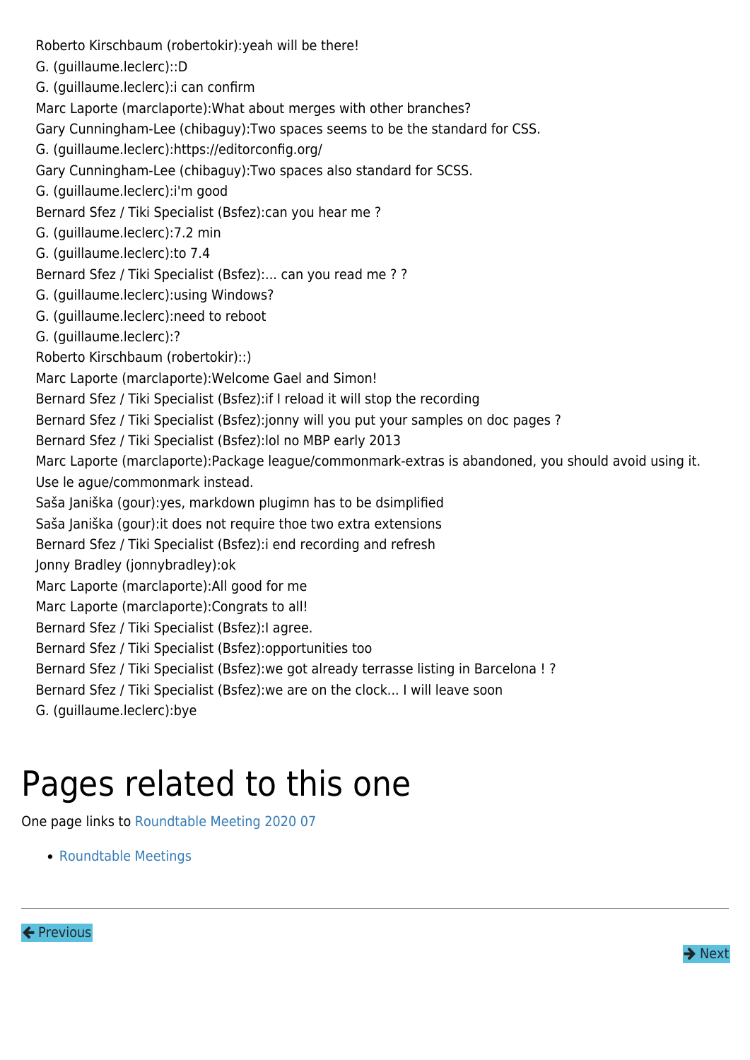Roberto Kirschbaum (robertokir):yeah will be there!
G. (guillaume.leclerc)::D
G. (guillaume.leclerc):i can confirm
Marc Laporte (marclaporte):What about merges with other branches?
Gary Cunningham-Lee (chibaguy):Two spaces seems to be the standard for CSS.
G. (guillaume.leclerc):https://editorconfig.org/
Gary Cunningham-Lee (chibaguy):Two spaces also standard for SCSS.
G. (guillaume.leclerc):i'm good
Bernard Sfez / Tiki Specialist (Bsfez):can you hear me ?
G. (guillaume.leclerc):7.2 min
G. (guillaume.leclerc):to 7.4
Bernard Sfez / Tiki Specialist (Bsfez):... can you read me ? ?
G. (guillaume.leclerc):using Windows?
G. (guillaume.leclerc):need to reboot
G. (guillaume.leclerc):?
Roberto Kirschbaum (robertokir)::)
Marc Laporte (marclaporte):Welcome Gael and Simon!
Bernard Sfez / Tiki Specialist (Bsfez):if I reload it will stop the recording
Bernard Sfez / Tiki Specialist (Bsfez):jonny will you put your samples on doc pages ?
Bernard Sfez / Tiki Specialist (Bsfez):lol no MBP early 2013
Marc Laporte (marclaporte):Package league/commonmark-extras is abandoned, you should avoid using it. Use le ague/commonmark instead.
Saša Janiška (gour):yes, markdown plugimn has to be dsimplified
Saša Janiška (gour):it does not require thoe two extra extensions
Bernard Sfez / Tiki Specialist (Bsfez):i end recording and refresh
Jonny Bradley (jonnybradley):ok
Marc Laporte (marclaporte):All good for me
Marc Laporte (marclaporte):Congrats to all!
Bernard Sfez / Tiki Specialist (Bsfez):I agree.
Bernard Sfez / Tiki Specialist (Bsfez):opportunities too
Bernard Sfez / Tiki Specialist (Bsfez):we got already terrasse listing in Barcelona ! ?
Bernard Sfez / Tiki Specialist (Bsfez):we are on the clock... I will leave soon
G. (guillaume.leclerc):bye

# Pages related to this one

One page links to Roundtable Meeting 2020 07

- Roundtable Meetings

Previous

Next